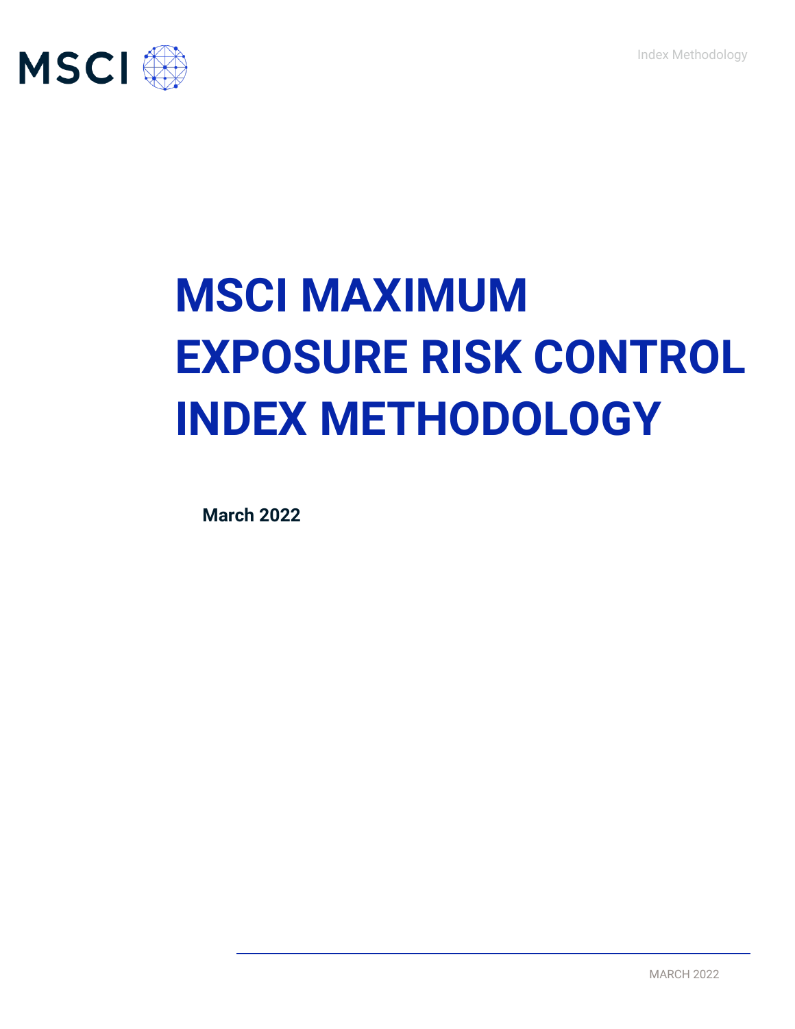# MSCI MAXIMUM EXPOSURE RISK CONTROL INDEX METHODOLOGY

**March 2022**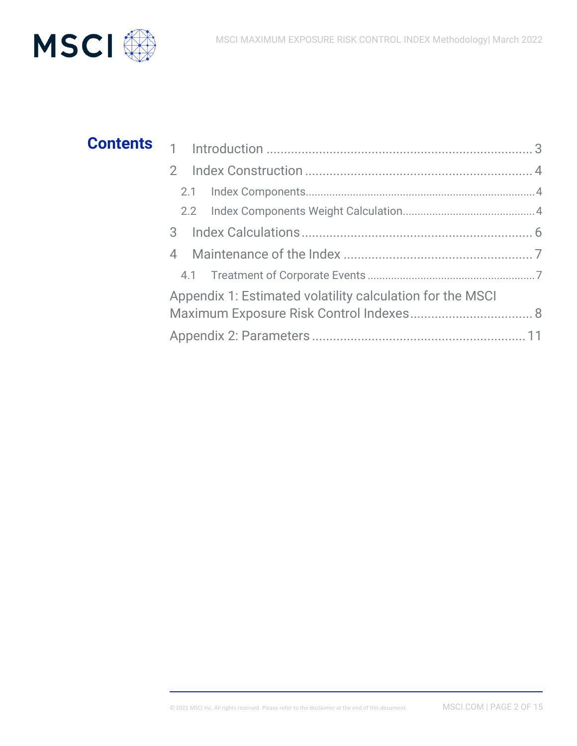# Contents

1 Introduction ........................................................................ 3

2 Index Construction ............................................................. 4

  2.1 Index Components........................................................................ 4

  2.2 Index Components Weight Calculation........................................ 4

3 Index Calculations ............................................................... 6

4 Maintenance of the Index .................................................... 7

  4.1 Treatment of Corporate Events .................................................... 7

Appendix 1: Estimated volatility calculation for the MSCI Maximum Exposure Risk Control Indexes................................... 8

Appendix 2: Parameters ........................................................... 11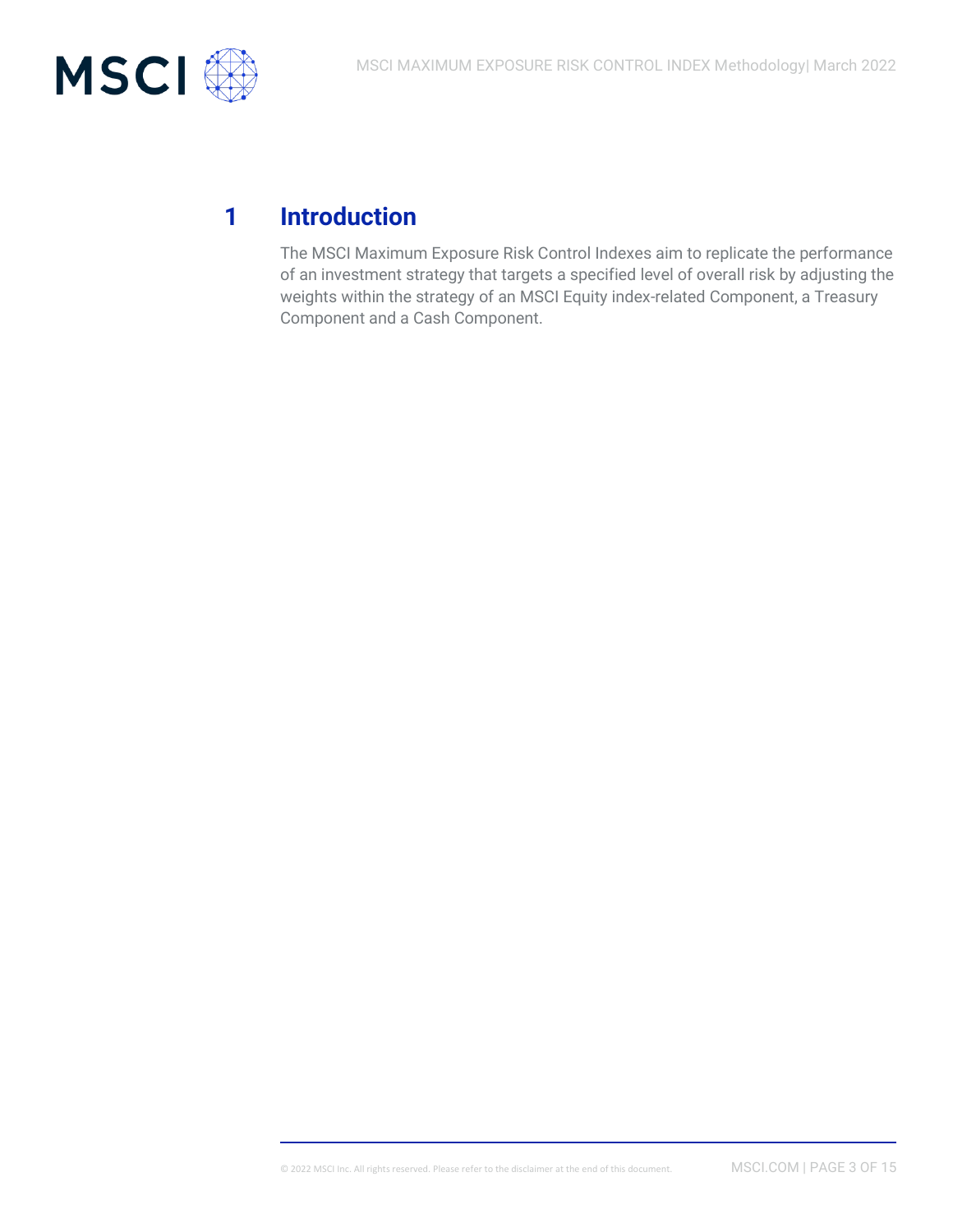# 1 Introduction

The MSCI Maximum Exposure Risk Control Indexes aim to replicate the performance of an investment strategy that targets a specified level of overall risk by adjusting the weights within the strategy of an MSCI Equity index-related Component, a Treasury Component and a Cash Component.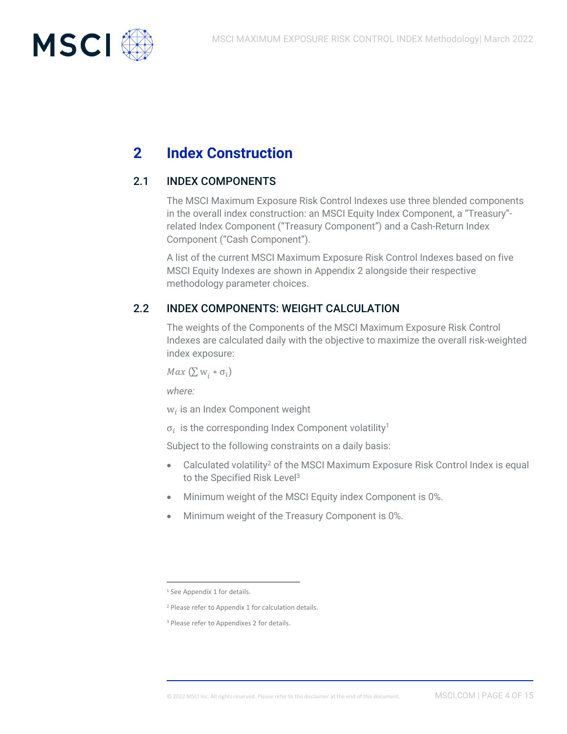# 2 Index Construction

## 2.1 INDEX COMPONENTS

The MSCI Maximum Exposure Risk Control Indexes use three blended components in the overall index construction: an MSCI Equity Index Component, a "Treasury"-related Index Component ("Treasury Component") and a Cash-Return Index Component ("Cash Component").

A list of the current MSCI Maximum Exposure Risk Control Indexes based on five MSCI Equity Indexes are shown in Appendix 2 alongside their respective methodology parameter choices.

## 2.2 INDEX COMPONENTS: WEIGHT CALCULATION

The weights of the Components of the MSCI Maximum Exposure Risk Control Indexes are calculated daily with the objective to maximize the overall risk-weighted index exposure:

$$Max\ (\sum w_i * \sigma_i)$$

*where:*

$w_i$ is an Index Component weight

$\sigma_i$ is the corresponding Index Component volatility[1]

Subject to the following constraints on a daily basis:

- Calculated volatility[2] of the MSCI Maximum Exposure Risk Control Index is equal to the Specified Risk Level[3]
- Minimum weight of the MSCI Equity index Component is 0%.
- Minimum weight of the Treasury Component is 0%.

---

[1] See Appendix 1 for details.

[2] Please refer to Appendix 1 for calculation details.

[3] Please refer to Appendixes 2 for details.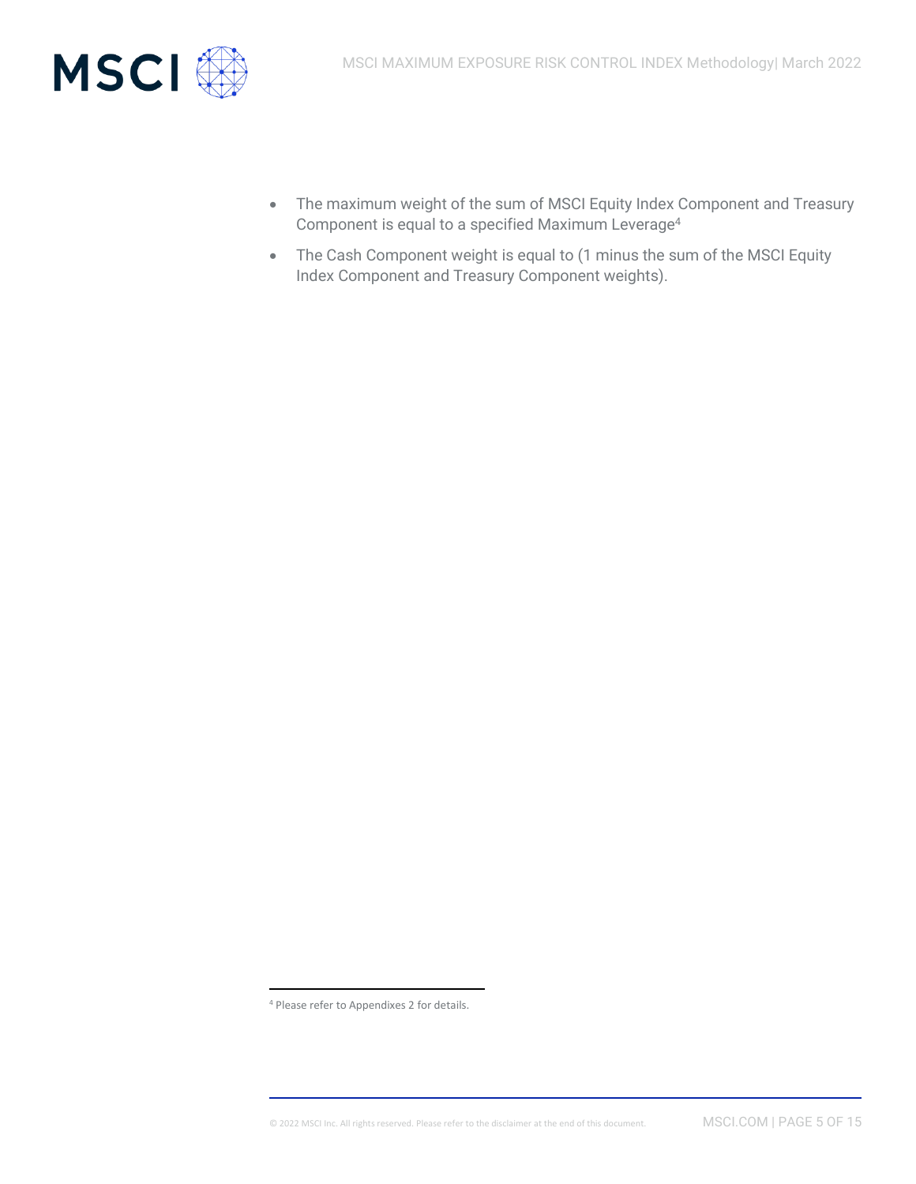- The maximum weight of the sum of MSCI Equity Index Component and Treasury Component is equal to a specified Maximum Leverage[4]
- The Cash Component weight is equal to (1 minus the sum of the MSCI Equity Index Component and Treasury Component weights).

[4] Please refer to Appendixes 2 for details.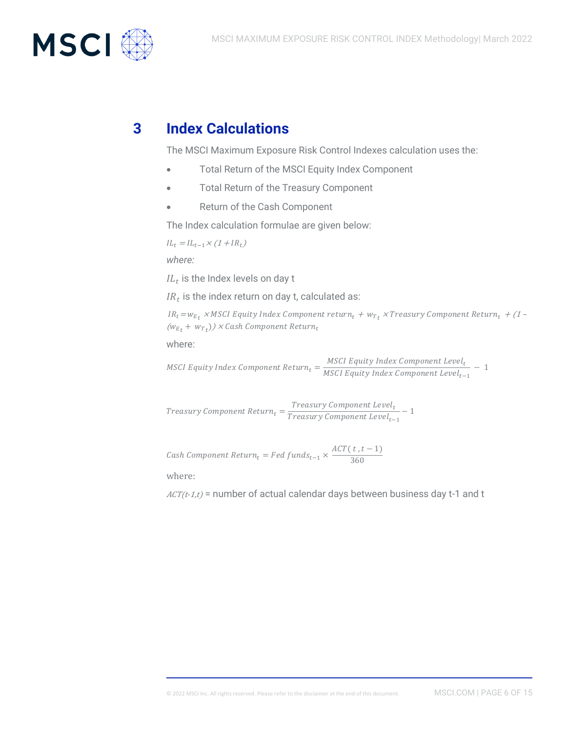# 3 Index Calculations

The MSCI Maximum Exposure Risk Control Indexes calculation uses the:

- Total Return of the MSCI Equity Index Component
- Total Return of the Treasury Component
- Return of the Cash Component

The Index calculation formulae are given below:

$$IL_t = IL_{t-1} \times (1 + IR_t)$$

*where:*

$IL_t$ is the Index levels on day t

$IR_t$ is the index return on day t, calculated as:

$$IR_t = w_{E_t} \times MSCI\ Equity\ Index\ Component\ return_t + w_{T_t} \times Treasury\ Component\ Return_t + (1 - (w_{E_t} + w_{T_t})) \times Cash\ Component\ Return_t$$

where:

$$MSCI\ Equity\ Index\ Component\ Return_t = \frac{MSCI\ Equity\ Index\ Component\ Level_t}{MSCI\ Equity\ Index\ Component\ Level_{t-1}} - 1$$

$$Treasury\ Component\ Return_t = \frac{Treasury\ Component\ Level_t}{Treasury\ Component\ Level_{t-1}} - 1$$

$$Cash\ Component\ Return_t = Fed\ funds_{t-1} \times \frac{ACT(t, t-1)}{360}$$

where:

$ACT(t\text{-}1,t)$ = number of actual calendar days between business day t-1 and t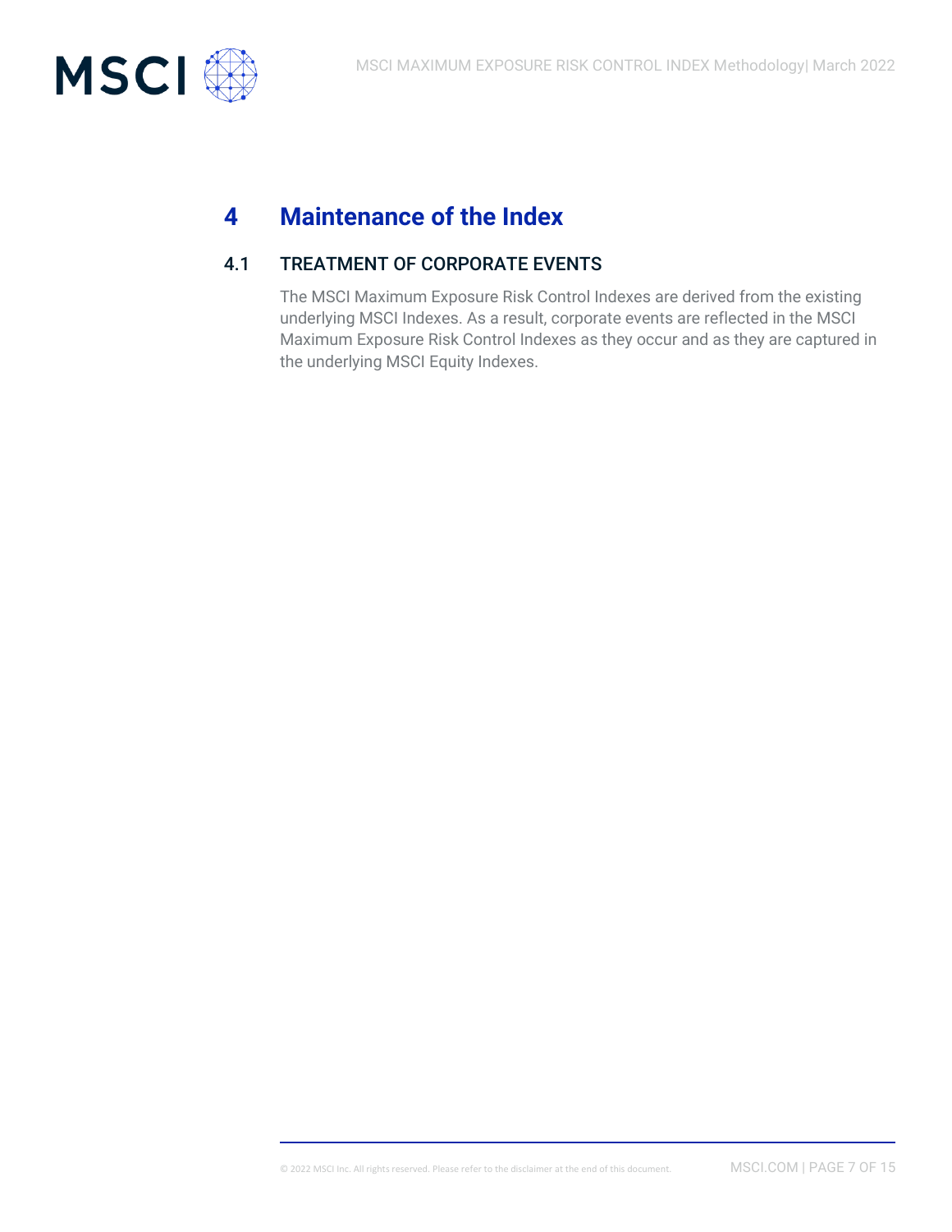# 4 Maintenance of the Index

## 4.1 TREATMENT OF CORPORATE EVENTS

The MSCI Maximum Exposure Risk Control Indexes are derived from the existing underlying MSCI Indexes. As a result, corporate events are reflected in the MSCI Maximum Exposure Risk Control Indexes as they occur and as they are captured in the underlying MSCI Equity Indexes.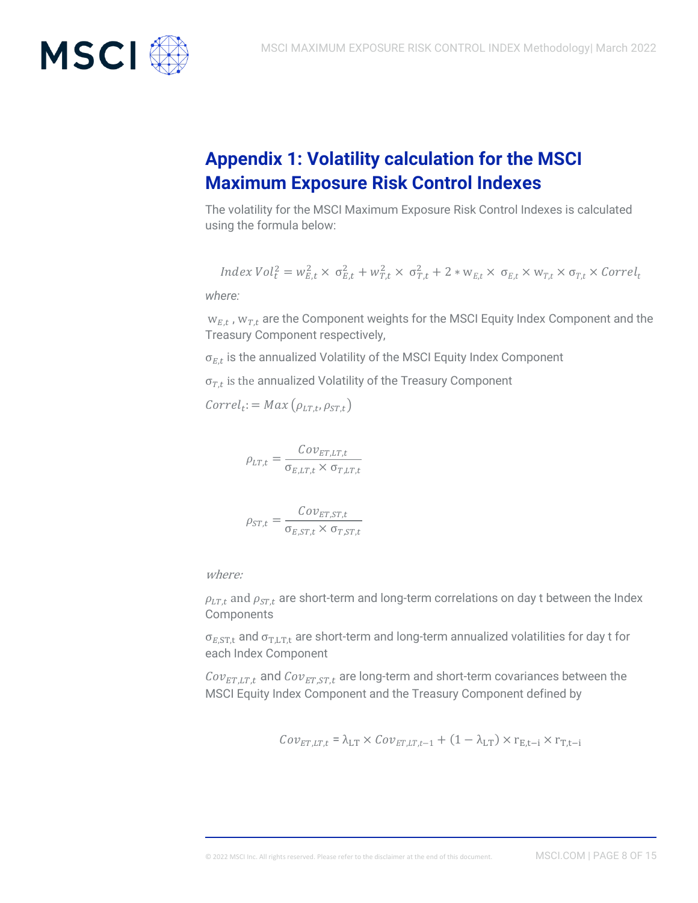# Appendix 1: Volatility calculation for the MSCI Maximum Exposure Risk Control Indexes

The volatility for the MSCI Maximum Exposure Risk Control Indexes is calculated using the formula below:

$$Index\ Vol_t^2 = w_{E,t}^2 \times \sigma_{E,t}^2 + w_{T,t}^2 \times \sigma_{T,t}^2 + 2 * w_{E,t} \times \sigma_{E,t} \times w_{T,t} \times \sigma_{T,t} \times Correl_t$$

*where:*

$w_{E,t}$ , $w_{T,t}$ are the Component weights for the MSCI Equity Index Component and the Treasury Component respectively,

$\sigma_{E,t}$ is the annualized Volatility of the MSCI Equity Index Component

$\sigma_{T,t}$ is the annualized Volatility of the Treasury Component

$Correl_t := Max\left(\rho_{LT,t}, \rho_{ST,t}\right)$

$$\rho_{LT,t} = \frac{Cov_{ET,LT,t}}{\sigma_{E,LT,t} \times \sigma_{T,LT,t}}$$

$$\rho_{ST,t} = \frac{Cov_{ET,ST,t}}{\sigma_{E,ST,t} \times \sigma_{T,ST,t}}$$

*where:*

$\rho_{LT,t}$ and $\rho_{ST,t}$ are short-term and long-term correlations on day t between the Index Components

$\sigma_{E,ST,t}$ and $\sigma_{T,LT,t}$ are short-term and long-term annualized volatilities for day t for each Index Component

$Cov_{ET,LT,t}$ and $Cov_{ET,ST,t}$ are long-term and short-term covariances between the MSCI Equity Index Component and the Treasury Component defined by

$$Cov_{ET,LT,t} = \lambda_{LT} \times Cov_{ET,LT,t-1} + (1 - \lambda_{LT}) \times r_{E,t-i} \times r_{T,t-i}$$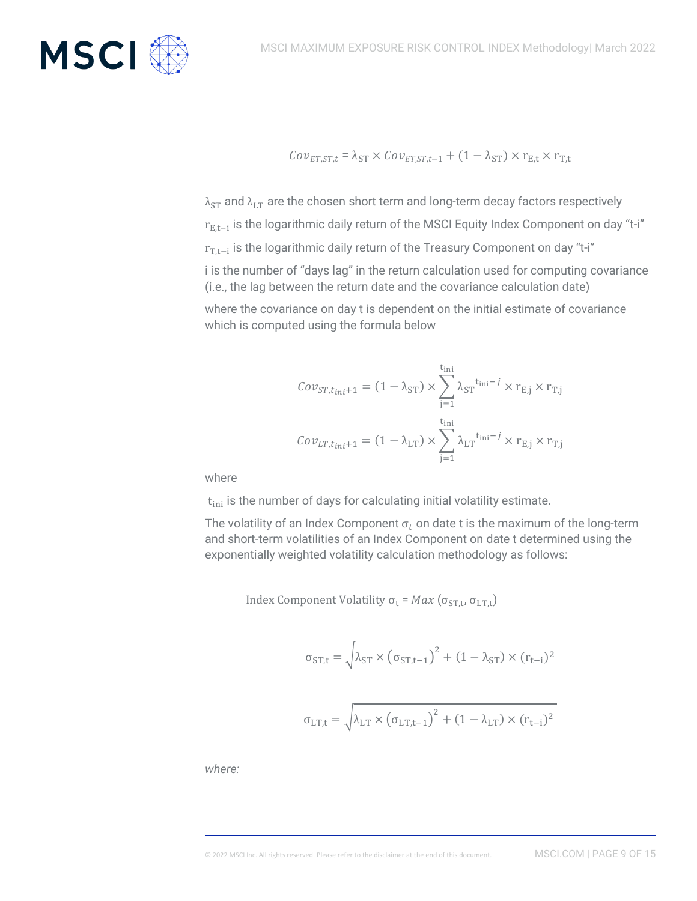$$Cov_{ET,ST,t} = \lambda_{ST} \times Cov_{ET,ST,t-1} + (1 - \lambda_{ST}) \times r_{E,t} \times r_{T,t}$$

$\lambda_{ST}$ and $\lambda_{LT}$ are the chosen short term and long-term decay factors respectively

$r_{E,t-i}$ is the logarithmic daily return of the MSCI Equity Index Component on day "t-i"

$r_{T,t-i}$ is the logarithmic daily return of the Treasury Component on day "t-i"

i is the number of "days lag" in the return calculation used for computing covariance (i.e., the lag between the return date and the covariance calculation date)

where the covariance on day t is dependent on the initial estimate of covariance which is computed using the formula below

$$Cov_{ST,t_{ini}+1} = (1 - \lambda_{ST}) \times \sum_{j=1}^{t_{ini}} \lambda_{ST}{}^{t_{ini}-j} \times r_{E,j} \times r_{T,j}$$

$$Cov_{LT,t_{ini}+1} = (1 - \lambda_{LT}) \times \sum_{j=1}^{t_{ini}} \lambda_{LT}{}^{t_{ini}-j} \times r_{E,j} \times r_{T,j}$$

where

$t_{ini}$ is the number of days for calculating initial volatility estimate.

The volatility of an Index Component $\sigma_t$ on date t is the maximum of the long-term and short-term volatilities of an Index Component on date t determined using the exponentially weighted volatility calculation methodology as follows:

$$\text{Index Component Volatility } \sigma_t = Max\,(\sigma_{ST,t}, \sigma_{LT,t})$$

$$\sigma_{ST,t} = \sqrt{\lambda_{ST} \times (\sigma_{ST,t-1})^2 + (1 - \lambda_{ST}) \times (r_{t-i})^2}$$

$$\sigma_{LT,t} = \sqrt{\lambda_{LT} \times (\sigma_{LT,t-1})^2 + (1 - \lambda_{LT}) \times (r_{t-i})^2}$$

*where:*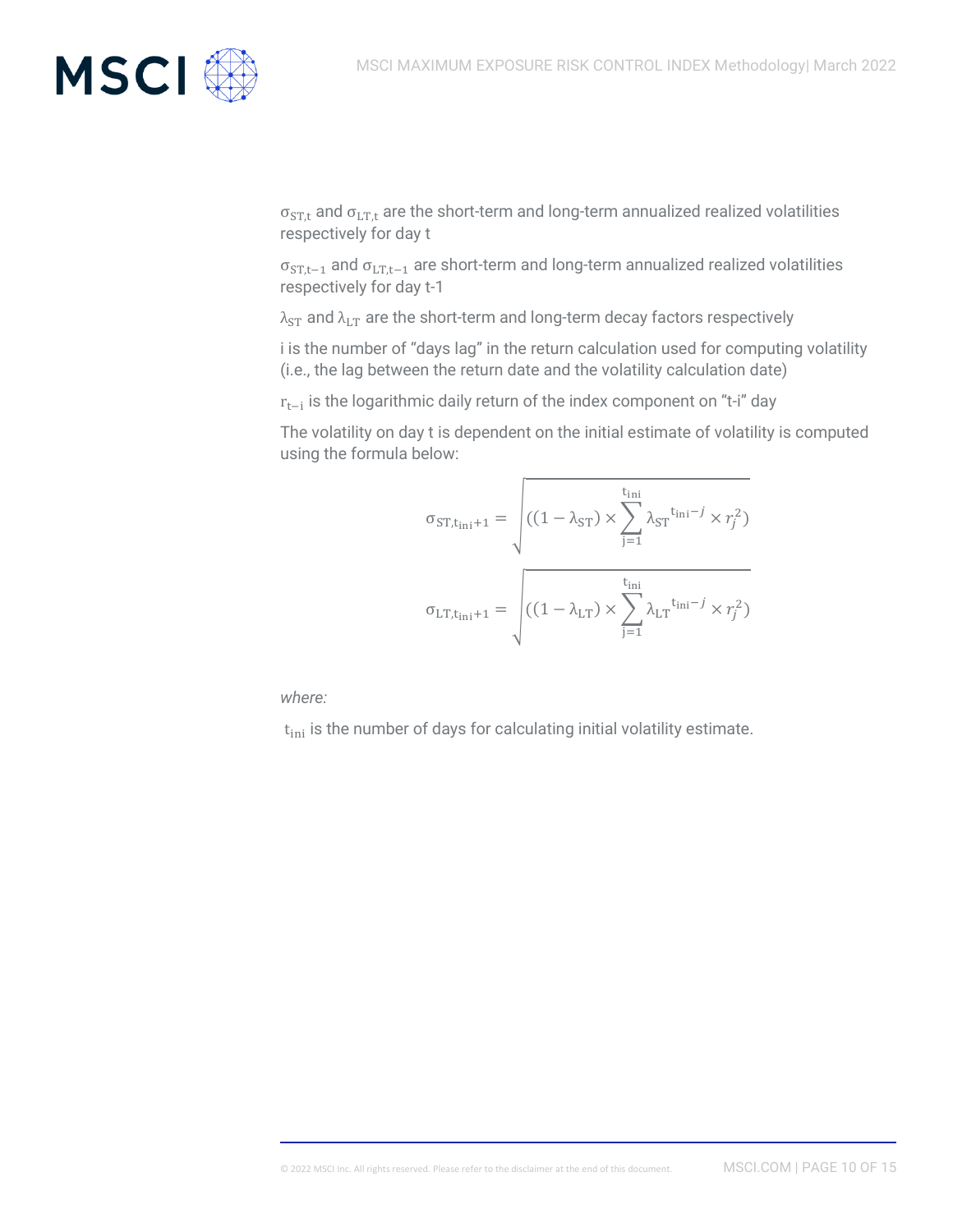$\sigma_{ST,t}$ and $\sigma_{LT,t}$ are the short-term and long-term annualized realized volatilities respectively for day t

$\sigma_{ST,t-1}$ and $\sigma_{LT,t-1}$ are short-term and long-term annualized realized volatilities respectively for day t-1

$\lambda_{ST}$ and $\lambda_{LT}$ are the short-term and long-term decay factors respectively

i is the number of "days lag" in the return calculation used for computing volatility (i.e., the lag between the return date and the volatility calculation date)

$r_{t-i}$ is the logarithmic daily return of the index component on "t-i" day

The volatility on day t is dependent on the initial estimate of volatility is computed using the formula below:

$$\sigma_{ST,t_{ini}+1} = \sqrt{((1-\lambda_{ST}) \times \sum_{j=1}^{t_{ini}} {\lambda_{ST}}^{t_{ini}-j} \times r_j^2)}$$

$$\sigma_{LT,t_{ini}+1} = \sqrt{((1-\lambda_{LT}) \times \sum_{j=1}^{t_{ini}} {\lambda_{LT}}^{t_{ini}-j} \times r_j^2)}$$

*where:*

$t_{ini}$ is the number of days for calculating initial volatility estimate.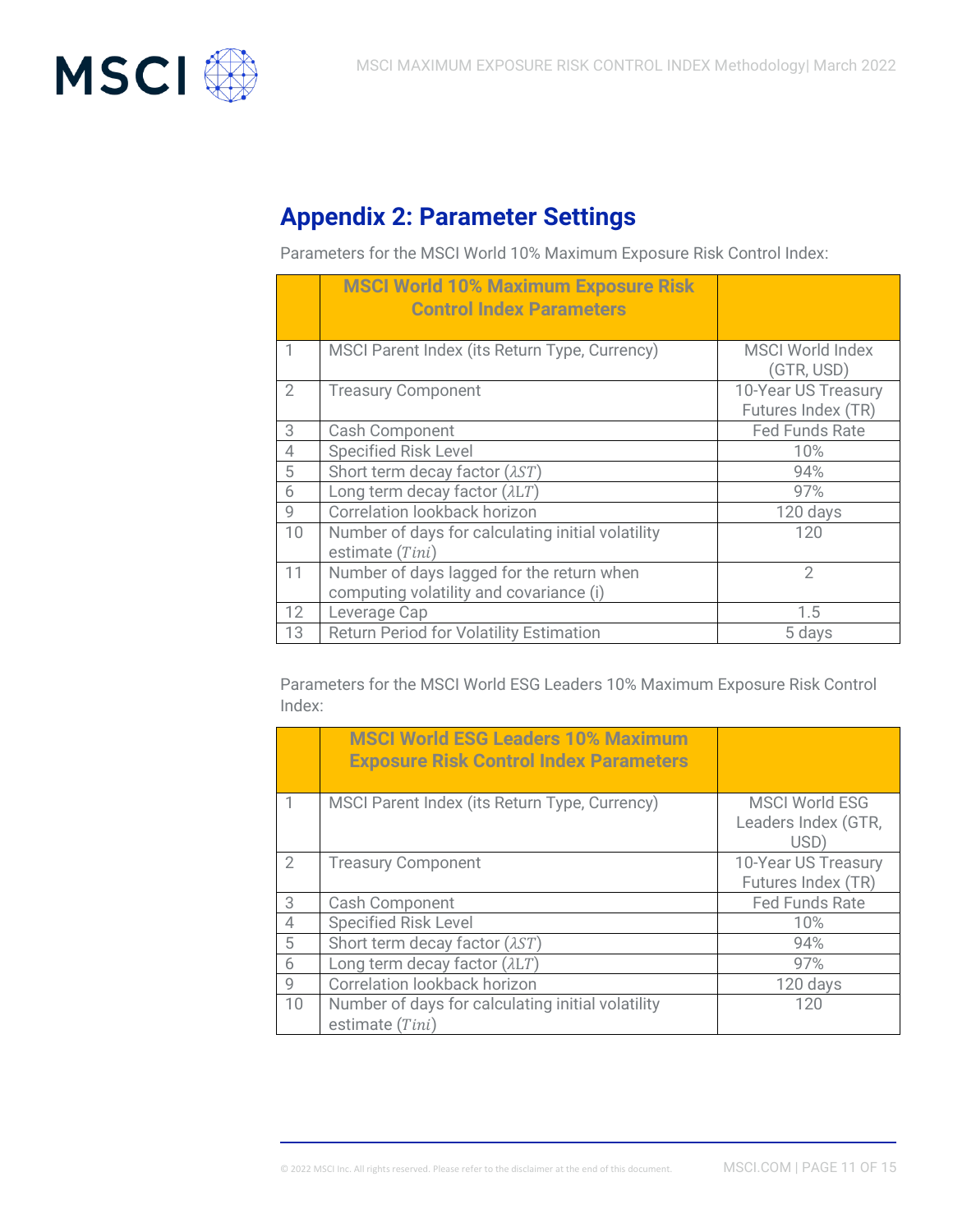## Appendix 2: Parameter Settings

Parameters for the MSCI World 10% Maximum Exposure Risk Control Index:

| | **MSCI World 10% Maximum Exposure Risk Control Index Parameters** | |
|---|---|---|
| 1 | MSCI Parent Index (its Return Type, Currency) | MSCI World Index (GTR, USD) |
| 2 | Treasury Component | 10-Year US Treasury Futures Index (TR) |
| 3 | Cash Component | Fed Funds Rate |
| 4 | Specified Risk Level | 10% |
| 5 | Short term decay factor ($\lambda ST$) | 94% |
| 6 | Long term decay factor ($\lambda LT$) | 97% |
| 9 | Correlation lookback horizon | 120 days |
| 10 | Number of days for calculating initial volatility estimate ($Tini$) | 120 |
| 11 | Number of days lagged for the return when computing volatility and covariance (i) | 2 |
| 12 | Leverage Cap | 1.5 |
| 13 | Return Period for Volatility Estimation | 5 days |

Parameters for the MSCI World ESG Leaders 10% Maximum Exposure Risk Control Index:

| | **MSCI World ESG Leaders 10% Maximum Exposure Risk Control Index Parameters** | |
|---|---|---|
| 1 | MSCI Parent Index (its Return Type, Currency) | MSCI World ESG Leaders Index (GTR, USD) |
| 2 | Treasury Component | 10-Year US Treasury Futures Index (TR) |
| 3 | Cash Component | Fed Funds Rate |
| 4 | Specified Risk Level | 10% |
| 5 | Short term decay factor ($\lambda ST$) | 94% |
| 6 | Long term decay factor ($\lambda LT$) | 97% |
| 9 | Correlation lookback horizon | 120 days |
| 10 | Number of days for calculating initial volatility estimate ($Tini$) | 120 |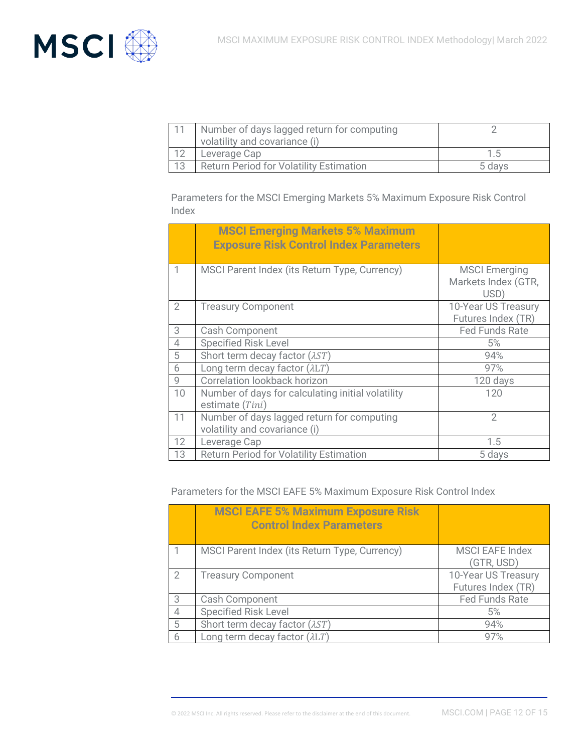| | | |
|---|---|---|
| 11 | Number of days lagged return for computing volatility and covariance (i) | 2 |
| 12 | Leverage Cap | 1.5 |
| 13 | Return Period for Volatility Estimation | 5 days |

Parameters for the MSCI Emerging Markets 5% Maximum Exposure Risk Control Index

| | MSCI Emerging Markets 5% Maximum Exposure Risk Control Index Parameters | |
|---|---|---|
| 1 | MSCI Parent Index (its Return Type, Currency) | MSCI Emerging Markets Index (GTR, USD) |
| 2 | Treasury Component | 10-Year US Treasury Futures Index (TR) |
| 3 | Cash Component | Fed Funds Rate |
| 4 | Specified Risk Level | 5% |
| 5 | Short term decay factor ($\lambda ST$) | 94% |
| 6 | Long term decay factor ($\lambda LT$) | 97% |
| 9 | Correlation lookback horizon | 120 days |
| 10 | Number of days for calculating initial volatility estimate ($Tini$) | 120 |
| 11 | Number of days lagged return for computing volatility and covariance (i) | 2 |
| 12 | Leverage Cap | 1.5 |
| 13 | Return Period for Volatility Estimation | 5 days |

Parameters for the MSCI EAFE 5% Maximum Exposure Risk Control Index

| | MSCI EAFE 5% Maximum Exposure Risk Control Index Parameters | |
|---|---|---|
| 1 | MSCI Parent Index (its Return Type, Currency) | MSCI EAFE Index (GTR, USD) |
| 2 | Treasury Component | 10-Year US Treasury Futures Index (TR) |
| 3 | Cash Component | Fed Funds Rate |
| 4 | Specified Risk Level | 5% |
| 5 | Short term decay factor ($\lambda ST$) | 94% |
| 6 | Long term decay factor ($\lambda LT$) | 97% |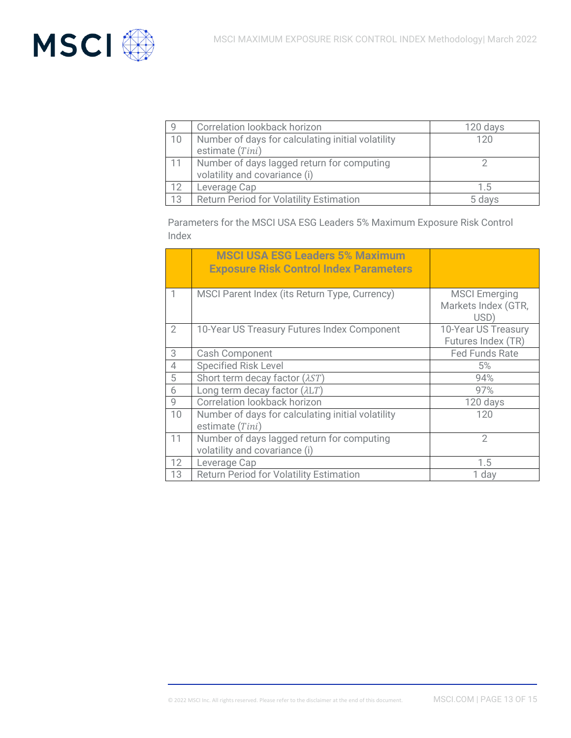| | | |
|---|---|---|
| 9 | Correlation lookback horizon | 120 days |
| 10 | Number of days for calculating initial volatility estimate ($Tini$) | 120 |
| 11 | Number of days lagged return for computing volatility and covariance (i) | 2 |
| 12 | Leverage Cap | 1.5 |
| 13 | Return Period for Volatility Estimation | 5 days |

Parameters for the MSCI USA ESG Leaders 5% Maximum Exposure Risk Control Index

| | **MSCI USA ESG Leaders 5% Maximum Exposure Risk Control Index Parameters** | |
|---|---|---|
| 1 | MSCI Parent Index (its Return Type, Currency) | MSCI Emerging Markets Index (GTR, USD) |
| 2 | 10-Year US Treasury Futures Index Component | 10-Year US Treasury Futures Index (TR) |
| 3 | Cash Component | Fed Funds Rate |
| 4 | Specified Risk Level | 5% |
| 5 | Short term decay factor ($\lambda ST$) | 94% |
| 6 | Long term decay factor ($\lambda LT$) | 97% |
| 9 | Correlation lookback horizon | 120 days |
| 10 | Number of days for calculating initial volatility estimate ($Tini$) | 120 |
| 11 | Number of days lagged return for computing volatility and covariance (i) | 2 |
| 12 | Leverage Cap | 1.5 |
| 13 | Return Period for Volatility Estimation | 1 day |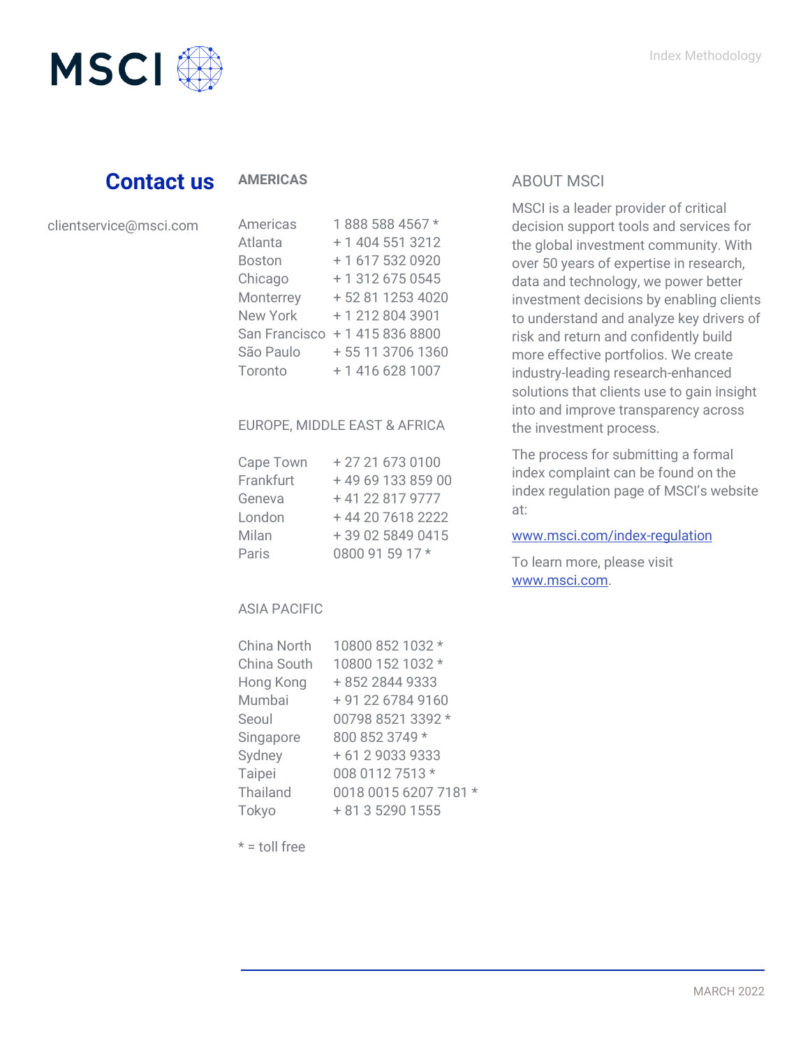## Contact us

clientservice@msci.com

### AMERICAS

| | |
|---|---|
| Americas | 1 888 588 4567 * |
| Atlanta | + 1 404 551 3212 |
| Boston | + 1 617 532 0920 |
| Chicago | + 1 312 675 0545 |
| Monterrey | + 52 81 1253 4020 |
| New York | + 1 212 804 3901 |
| San Francisco | + 1 415 836 8800 |
| São Paulo | + 55 11 3706 1360 |
| Toronto | + 1 416 628 1007 |

### EUROPE, MIDDLE EAST & AFRICA

| | |
|---|---|
| Cape Town | + 27 21 673 0100 |
| Frankfurt | + 49 69 133 859 00 |
| Geneva | + 41 22 817 9777 |
| London | + 44 20 7618 2222 |
| Milan | + 39 02 5849 0415 |
| Paris | 0800 91 59 17 * |

### ASIA PACIFIC

| | |
|---|---|
| China North | 10800 852 1032 * |
| China South | 10800 152 1032 * |
| Hong Kong | + 852 2844 9333 |
| Mumbai | + 91 22 6784 9160 |
| Seoul | 00798 8521 3392 * |
| Singapore | 800 852 3749 * |
| Sydney | + 61 2 9033 9333 |
| Taipei | 008 0112 7513 * |
| Thailand | 0018 0015 6207 7181 * |
| Tokyo | + 81 3 5290 1555 |

* = toll free

### ABOUT MSCI

MSCI is a leader provider of critical decision support tools and services for the global investment community. With over 50 years of expertise in research, data and technology, we power better investment decisions by enabling clients to understand and analyze key drivers of risk and return and confidently build more effective portfolios. We create industry-leading research-enhanced solutions that clients use to gain insight into and improve transparency across the investment process.

The process for submitting a formal index complaint can be found on the index regulation page of MSCI's website at:

www.msci.com/index-regulation

To learn more, please visit www.msci.com.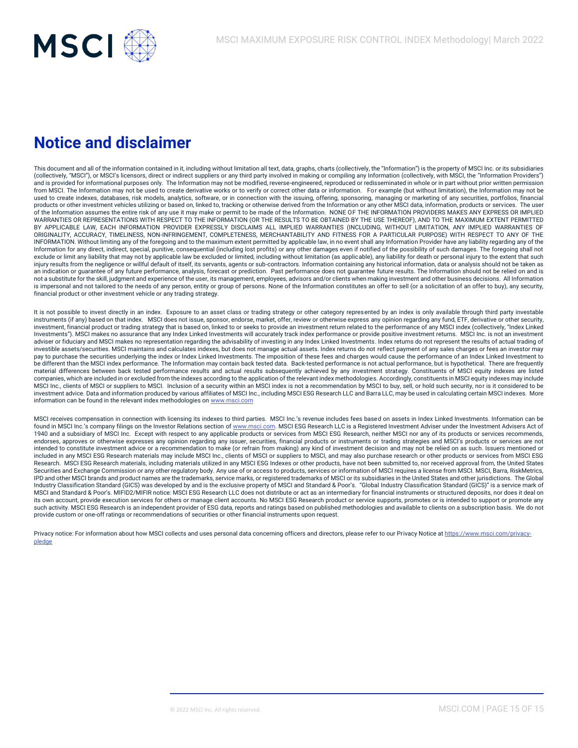# Notice and disclaimer

This document and all of the information contained in it, including without limitation all text, data, graphs, charts (collectively, the "Information") is the property of MSCI Inc. or its subsidiaries (collectively, "MSCI"), or MSCI's licensors, direct or indirect suppliers or any third party involved in making or compiling any Information (collectively, with MSCI, the "Information Providers") and is provided for informational purposes only. The Information may not be modified, reverse-engineered, reproduced or redisseminated in whole or in part without prior written permission from MSCI. The Information may not be used to create derivative works or to verify or correct other data or information. For example (but without limitation), the Information may not be used to create indexes, databases, risk models, analytics, software, or in connection with the issuing, offering, sponsoring, managing or marketing of any securities, portfolios, financial products or other investment vehicles utilizing or based on, linked to, tracking or otherwise derived from the Information or any other MSCI data, information, products or services. The user of the Information assumes the entire risk of any use it may make or permit to be made of the Information. NONE OF THE INFORMATION PROVIDERS MAKES ANY EXPRESS OR IMPLIED WARRANTIES OR REPRESENTATIONS WITH RESPECT TO THE INFORMATION (OR THE RESULTS TO BE OBTAINED BY THE USE THEREOF), AND TO THE MAXIMUM EXTENT PERMITTED BY APPLICABLE LAW, EACH INFORMATION PROVIDER EXPRESSLY DISCLAIMS ALL IMPLIED WARRANTIES (INCLUDING, WITHOUT LIMITATION, ANY IMPLIED WARRANTIES OF ORIGINALITY, ACCURACY, TIMELINESS, NON-INFRINGEMENT, COMPLETENESS, MERCHANTABILITY AND FITNESS FOR A PARTICULAR PURPOSE) WITH RESPECT TO ANY OF THE INFORMATION. Without limiting any of the foregoing and to the maximum extent permitted by applicable law, in no event shall any Information Provider have any liability regarding any of the Information for any direct, indirect, special, punitive, consequential (including lost profits) or any other damages even if notified of the possibility of such damages. The foregoing shall not exclude or limit any liability that may not by applicable law be excluded or limited, including without limitation (as applicable), any liability for death or personal injury to the extent that such injury results from the negligence or willful default of itself, its servants, agents or sub-contractors. Information containing any historical information, data or analysis should not be taken as an indication or guarantee of any future performance, analysis, forecast or prediction. Past performance does not guarantee future results. The Information should not be relied on and is not a substitute for the skill, judgment and experience of the user, its management, employees, advisors and/or clients when making investment and other business decisions. All Information is impersonal and not tailored to the needs of any person, entity or group of persons. None of the Information constitutes an offer to sell (or a solicitation of an offer to buy), any security, financial product or other investment vehicle or any trading strategy.

It is not possible to invest directly in an index. Exposure to an asset class or trading strategy or other category represented by an index is only available through third party investable instruments (if any) based on that index. MSCI does not issue, sponsor, endorse, market, offer, review or otherwise express any opinion regarding any fund, ETF, derivative or other security, investment, financial product or trading strategy that is based on, linked to or seeks to provide an investment return related to the performance of any MSCI index (collectively, "Index Linked Investments"). MSCI makes no assurance that any Index Linked Investments will accurately track index performance or provide positive investment returns. MSCI Inc. is not an investment adviser or fiduciary and MSCI makes no representation regarding the advisability of investing in any Index Linked Investments. Index returns do not represent the results of actual trading of investible assets/securities. MSCI maintains and calculates indexes, but does not manage actual assets. Index returns do not reflect payment of any sales charges or fees an investor may pay to purchase the securities underlying the index or Index Linked Investments. The imposition of these fees and charges would cause the performance of an Index Linked Investment to be different than the MSCI index performance. The Information may contain back tested data. Back-tested performance is not actual performance, but is hypothetical. There are frequently material differences between back tested performance results and actual results subsequently achieved by any investment strategy. Constituents of MSCI equity indexes are listed companies, which are included in or excluded from the indexes according to the application of the relevant index methodologies. Accordingly, constituents in MSCI equity indexes may include MSCI Inc., clients of MSCI or suppliers to MSCI. Inclusion of a security within an MSCI index is not a recommendation by MSCI to buy, sell, or hold such security, nor is it considered to be investment advice. Data and information produced by various affiliates of MSCI Inc., including MSCI ESG Research LLC and Barra LLC, may be used in calculating certain MSCI indexes. More information can be found in the relevant index methodologies on www.msci.com

MSCI receives compensation in connection with licensing its indexes to third parties. MSCI Inc.'s revenue includes fees based on assets in Index Linked Investments. Information can be found in MSCI Inc.'s company filings on the Investor Relations section of www.msci.com. MSCI ESG Research LLC is a Registered Investment Adviser under the Investment Advisers Act of 1940 and a subsidiary of MSCI Inc. Except with respect to any applicable products or services from MSCI ESG Research, neither MSCI nor any of its products or services recommends, endorses, approves or otherwise expresses any opinion regarding any issuer, securities, financial products or instruments or trading strategies and MSCI's products or services are not intended to constitute investment advice or a recommendation to make (or refrain from making) any kind of investment decision and may not be relied on as such. Issuers mentioned or included in any MSCI ESG Research materials may include MSCI Inc., clients of MSCI or suppliers to MSCI, and may also purchase research or other products or services from MSCI ESG Research. MSCI ESG Research materials, including materials utilized in any MSCI ESG Indexes or other products, have not been submitted to, nor received approval from, the United States Securities and Exchange Commission or any other regulatory body. Any use of or access to products, services or information of MSCI requires a license from MSCI. MSCI, Barra, RiskMetrics, IPD and other MSCI brands and product names are the trademarks, service marks, or registered trademarks of MSCI or its subsidiaries in the United States and other jurisdictions. The Global Industry Classification Standard (GICS) was developed by and is the exclusive property of MSCI and Standard & Poor's. "Global Industry Classification Standard (GICS)" is a service mark of MSCI and Standard & Poor's. MIFID2/MIFIR notice: MSCI ESG Research LLC does not distribute or act as an intermediary for financial instruments or structured deposits, nor does it deal on its own account, provide execution services for others or manage client accounts. No MSCI ESG Research product or service supports, promotes or is intended to support or promote any such activity. MSCI ESG Research is an independent provider of ESG data, reports and ratings based on published methodologies and available to clients on a subscription basis. We do not provide custom or one-off ratings or recommendations of securities or other financial instruments upon request.

Privacy notice: For information about how MSCI collects and uses personal data concerning officers and directors, please refer to our Privacy Notice at https://www.msci.com/privacy-pledge